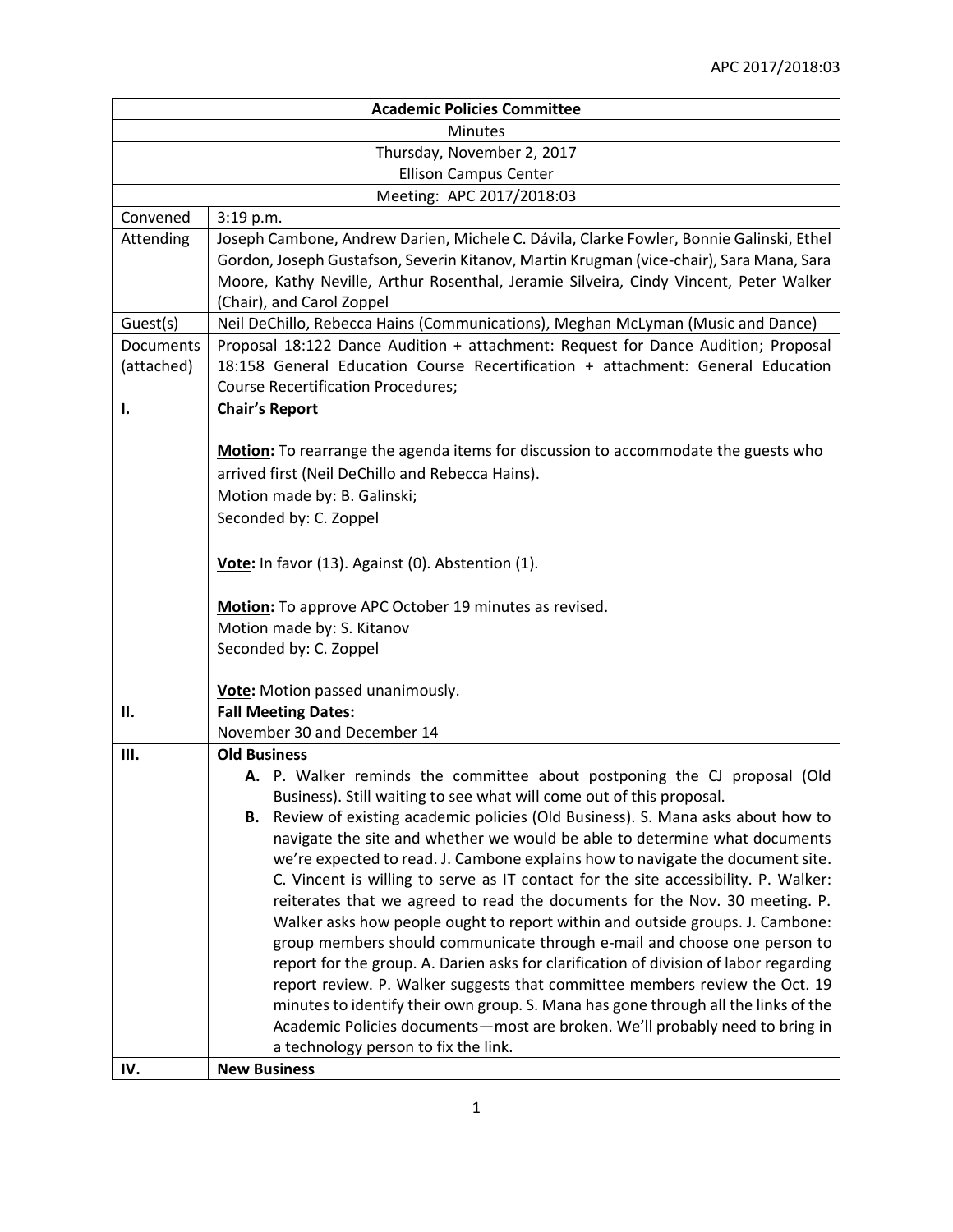APC 2017/2018:03

| **Academic Policies Committee** | |
|---|---|
| Minutes | |
| Thursday, November 2, 2017 | |
| Ellison Campus Center | |
| Meeting: APC 2017/2018:03 | |
| Convened | 3:19 p.m. |
| Attending | Joseph Cambone, Andrew Darien, Michele C. Dávila, Clarke Fowler, Bonnie Galinski, Ethel Gordon, Joseph Gustafson, Severin Kitanov, Martin Krugman (vice-chair), Sara Mana, Sara Moore, Kathy Neville, Arthur Rosenthal, Jeramie Silveira, Cindy Vincent, Peter Walker (Chair), and Carol Zoppel |
| Guest(s) | Neil DeChillo, Rebecca Hains (Communications), Meghan McLyman (Music and Dance) |
| Documents (attached) | Proposal 18:122 Dance Audition + attachment: Request for Dance Audition; Proposal 18:158 General Education Course Recertification + attachment: General Education Course Recertification Procedures; |
| **I.** | **Chair's Report**<br><br>**Motion:** To rearrange the agenda items for discussion to accommodate the guests who arrived first (Neil DeChillo and Rebecca Hains).<br>Motion made by: B. Galinski;<br>Seconded by: C. Zoppel<br><br>**Vote:** In favor (13). Against (0). Abstention (1).<br><br>**Motion:** To approve APC October 19 minutes as revised.<br>Motion made by: S. Kitanov<br>Seconded by: C. Zoppel<br><br>**Vote:** Motion passed unanimously. |
| **II.** | **Fall Meeting Dates:**<br>November 30 and December 14 |
| **III.** | **Old Business**<br>**A.** P. Walker reminds the committee about postponing the CJ proposal (Old Business). Still waiting to see what will come out of this proposal.<br>**B.** Review of existing academic policies (Old Business). S. Mana asks about how to navigate the site and whether we would be able to determine what documents we're expected to read. J. Cambone explains how to navigate the document site. C. Vincent is willing to serve as IT contact for the site accessibility. P. Walker: reiterates that we agreed to read the documents for the Nov. 30 meeting. P. Walker asks how people ought to report within and outside groups. J. Cambone: group members should communicate through e-mail and choose one person to report for the group. A. Darien asks for clarification of division of labor regarding report review. P. Walker suggests that committee members review the Oct. 19 minutes to identify their own group. S. Mana has gone through all the links of the Academic Policies documents—most are broken. We'll probably need to bring in a technology person to fix the link. |
| **IV.** | **New Business** |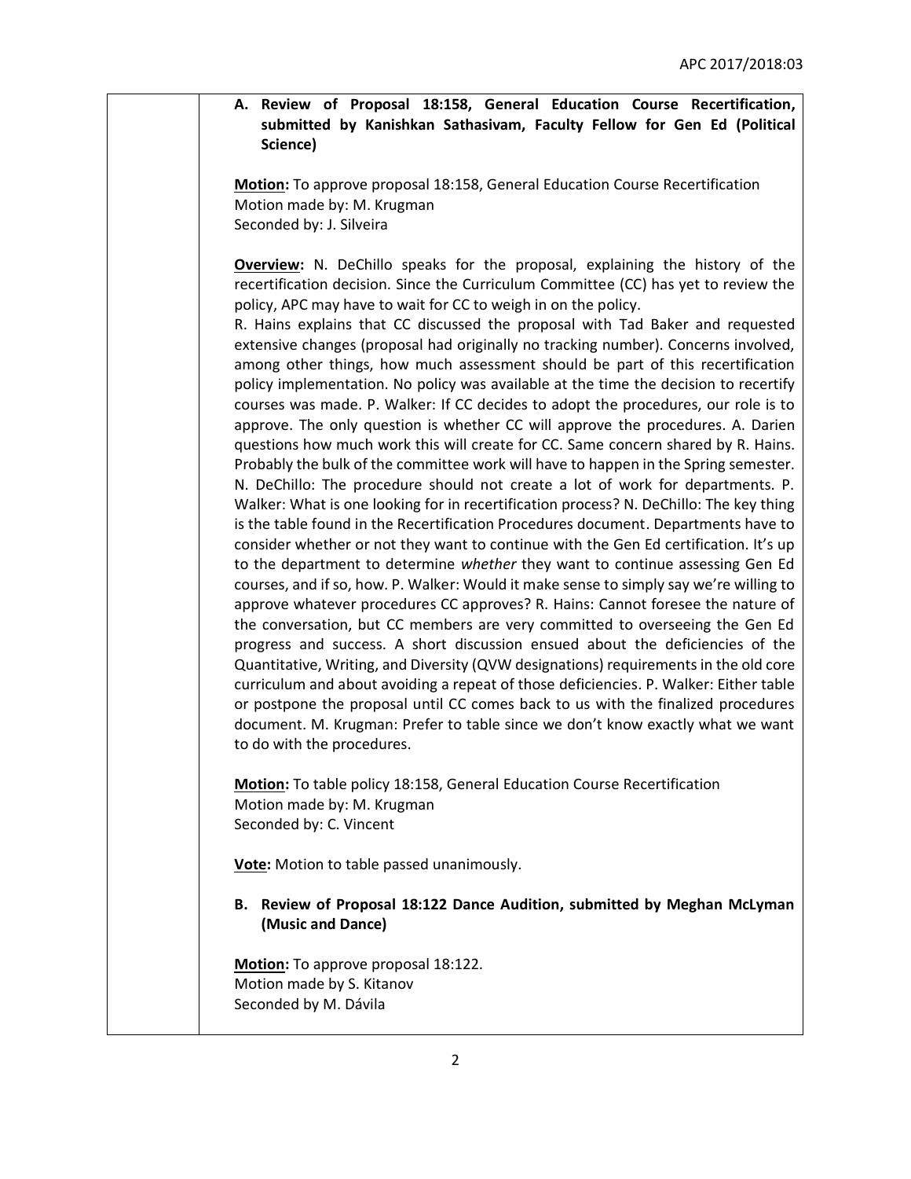**A. Review of Proposal 18:158, General Education Course Recertification, submitted by Kanishkan Sathasivam, Faculty Fellow for Gen Ed (Political Science)**

**Motion:** To approve proposal 18:158, General Education Course Recertification
Motion made by: M. Krugman
Seconded by: J. Silveira

**Overview:** N. DeChillo speaks for the proposal, explaining the history of the recertification decision. Since the Curriculum Committee (CC) has yet to review the policy, APC may have to wait for CC to weigh in on the policy.
R. Hains explains that CC discussed the proposal with Tad Baker and requested extensive changes (proposal had originally no tracking number). Concerns involved, among other things, how much assessment should be part of this recertification policy implementation. No policy was available at the time the decision to recertify courses was made. P. Walker: If CC decides to adopt the procedures, our role is to approve. The only question is whether CC will approve the procedures. A. Darien questions how much work this will create for CC. Same concern shared by R. Hains. Probably the bulk of the committee work will have to happen in the Spring semester. N. DeChillo: The procedure should not create a lot of work for departments. P. Walker: What is one looking for in recertification process? N. DeChillo: The key thing is the table found in the Recertification Procedures document. Departments have to consider whether or not they want to continue with the Gen Ed certification. It's up to the department to determine *whether* they want to continue assessing Gen Ed courses, and if so, how. P. Walker: Would it make sense to simply say we're willing to approve whatever procedures CC approves? R. Hains: Cannot foresee the nature of the conversation, but CC members are very committed to overseeing the Gen Ed progress and success. A short discussion ensued about the deficiencies of the Quantitative, Writing, and Diversity (QVW designations) requirements in the old core curriculum and about avoiding a repeat of those deficiencies. P. Walker: Either table or postpone the proposal until CC comes back to us with the finalized procedures document. M. Krugman: Prefer to table since we don't know exactly what we want to do with the procedures.

**Motion:** To table policy 18:158, General Education Course Recertification
Motion made by: M. Krugman
Seconded by: C. Vincent

**Vote:** Motion to table passed unanimously.

**B. Review of Proposal 18:122 Dance Audition, submitted by Meghan McLyman (Music and Dance)**

**Motion:** To approve proposal 18:122.
Motion made by S. Kitanov
Seconded by M. Dávila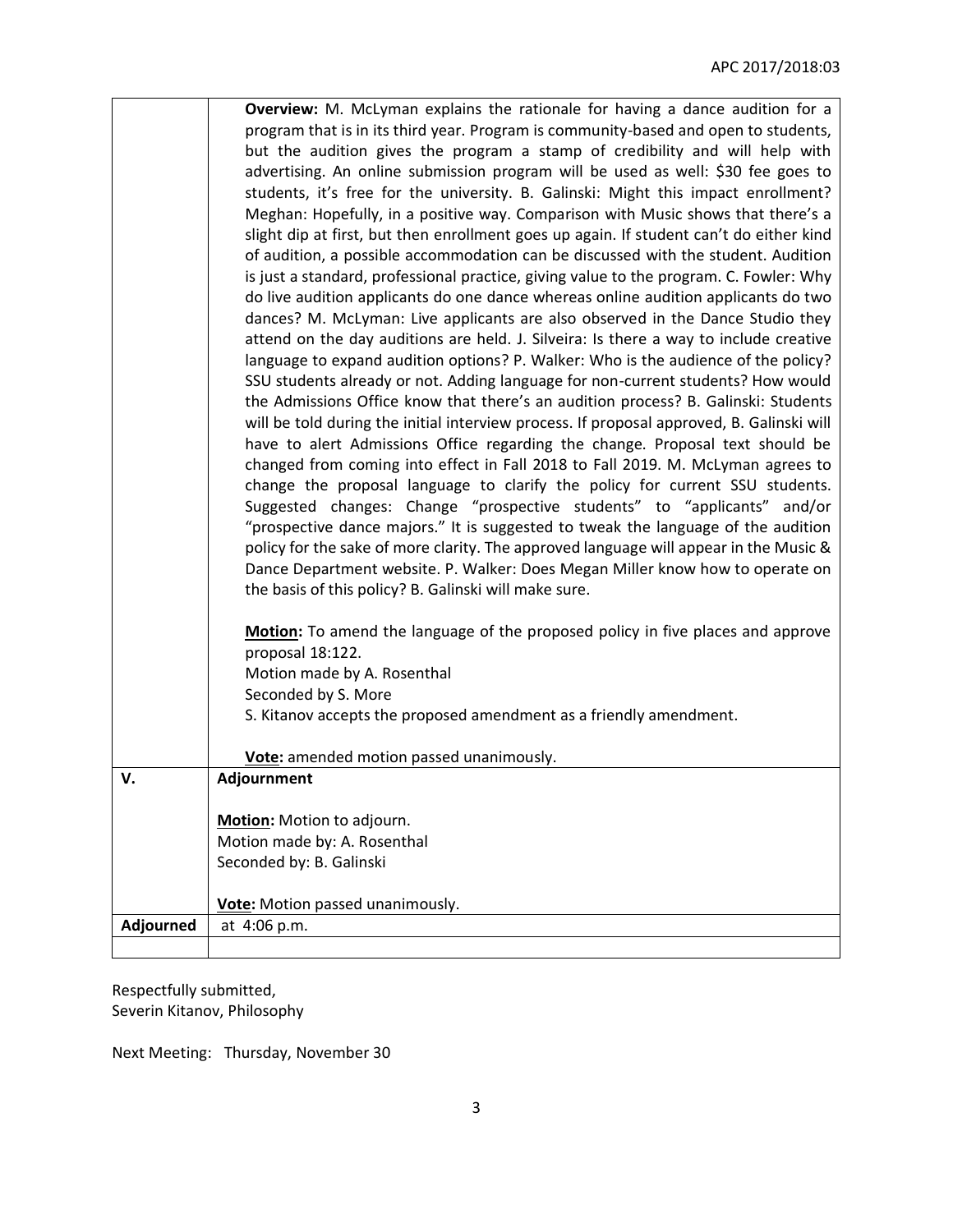| | |
|---|---|
| | **Overview:** M. McLyman explains the rationale for having a dance audition for a program that is in its third year. Program is community-based and open to students, but the audition gives the program a stamp of credibility and will help with advertising. An online submission program will be used as well: $30 fee goes to students, it's free for the university. B. Galinski: Might this impact enrollment? Meghan: Hopefully, in a positive way. Comparison with Music shows that there's a slight dip at first, but then enrollment goes up again. If student can't do either kind of audition, a possible accommodation can be discussed with the student. Audition is just a standard, professional practice, giving value to the program. C. Fowler: Why do live audition applicants do one dance whereas online audition applicants do two dances? M. McLyman: Live applicants are also observed in the Dance Studio they attend on the day auditions are held. J. Silveira: Is there a way to include creative language to expand audition options? P. Walker: Who is the audience of the policy? SSU students already or not. Adding language for non-current students? How would the Admissions Office know that there's an audition process? B. Galinski: Students will be told during the initial interview process. If proposal approved, B. Galinski will have to alert Admissions Office regarding the change. Proposal text should be changed from coming into effect in Fall 2018 to Fall 2019. M. McLyman agrees to change the proposal language to clarify the policy for current SSU students. Suggested changes: Change "prospective students" to "applicants" and/or "prospective dance majors." It is suggested to tweak the language of the audition policy for the sake of more clarity. The approved language will appear in the Music & Dance Department website. P. Walker: Does Megan Miller know how to operate on the basis of this policy? B. Galinski will make sure.<br><br>**Motion:** To amend the language of the proposed policy in five places and approve proposal 18:122.<br>Motion made by A. Rosenthal<br>Seconded by S. More<br>S. Kitanov accepts the proposed amendment as a friendly amendment.<br><br>**Vote:** amended motion passed unanimously. |
| **V.** | **Adjournment**<br><br>**Motion:** Motion to adjourn.<br>Motion made by: A. Rosenthal<br>Seconded by: B. Galinski<br><br>**Vote:** Motion passed unanimously. |
| **Adjourned** | at 4:06 p.m. |
| | |

Respectfully submitted,
Severin Kitanov, Philosophy

Next Meeting: Thursday, November 30